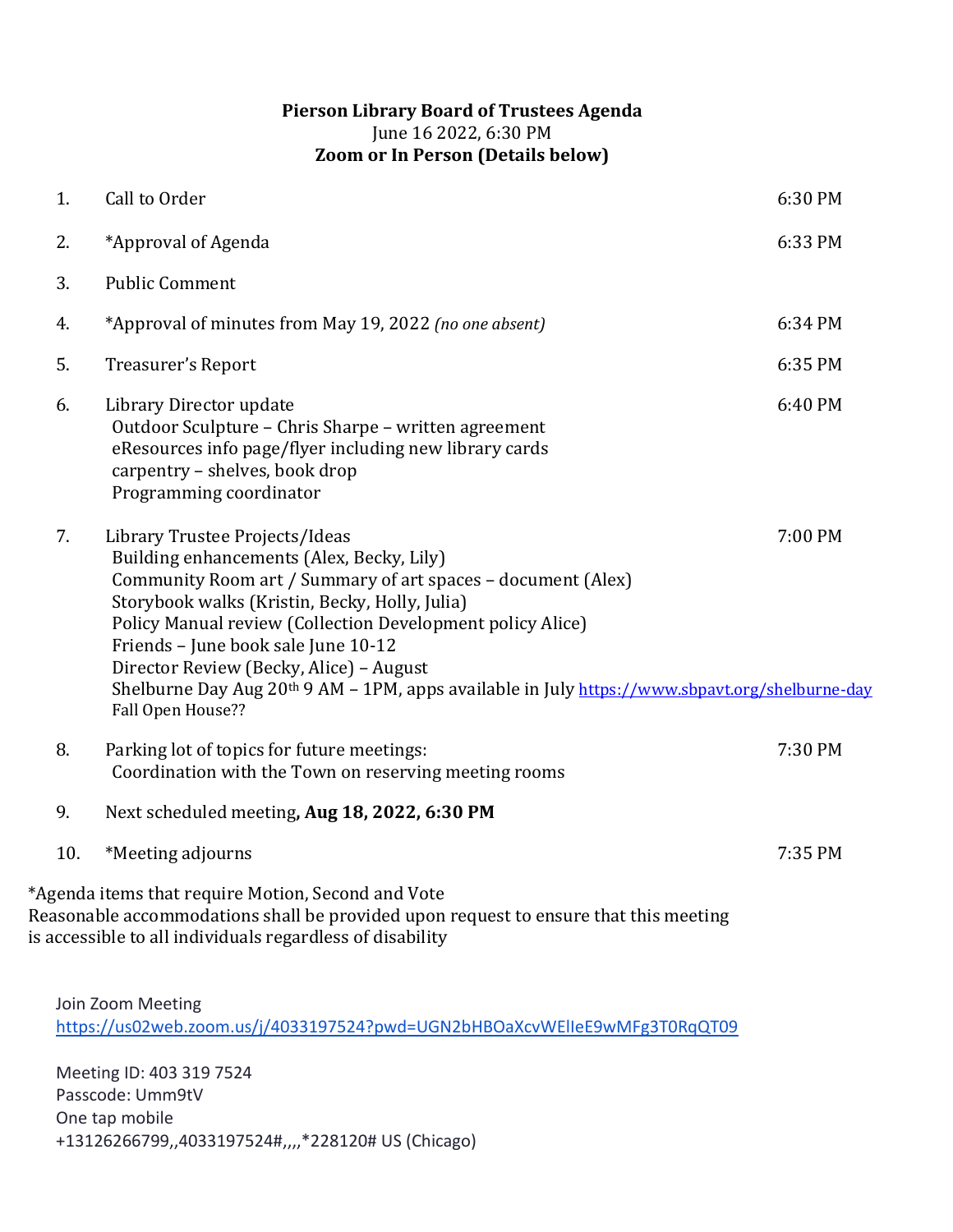**Pierson Library Board of Trustees Agenda**
June 16 2022, 6:30 PM
**Zoom or In Person (Details below)**

| | | |
|---|---|---|
| 1. | Call to Order | 6:30 PM |
| 2. | *Approval of Agenda | 6:33 PM |
| 3. | Public Comment | |
| 4. | *Approval of minutes from May 19, 2022 *(no one absent)* | 6:34 PM |
| 5. | Treasurer's Report | 6:35 PM |
| 6. | Library Director update<br>Outdoor Sculpture – Chris Sharpe – written agreement<br>eResources info page/flyer including new library cards<br>carpentry – shelves, book drop<br>Programming coordinator | 6:40 PM |
| 7. | Library Trustee Projects/Ideas<br>Building enhancements (Alex, Becky, Lily)<br>Community Room art / Summary of art spaces – document (Alex)<br>Storybook walks (Kristin, Becky, Holly, Julia)<br>Policy Manual review (Collection Development policy Alice)<br>Friends – June book sale June 10-12<br>Director Review (Becky, Alice) – August<br>Shelburne Day Aug 20th 9 AM – 1PM, apps available in July https://www.sbpavt.org/shelburne-day<br>Fall Open House?? | 7:00 PM |
| 8. | Parking lot of topics for future meetings:<br>Coordination with the Town on reserving meeting rooms | 7:30 PM |
| 9. | Next scheduled meeting**, Aug 18, 2022, 6:30 PM** | |
| 10. | *Meeting adjourns | 7:35 PM |

*Agenda items that require Motion, Second and Vote
Reasonable accommodations shall be provided upon request to ensure that this meeting is accessible to all individuals regardless of disability

Join Zoom Meeting
https://us02web.zoom.us/j/4033197524?pwd=UGN2bHBOaXcvWElleE9wMFg3T0RqQT09

Meeting ID: 403 319 7524
Passcode: Umm9tV
One tap mobile
+13126266799,,4033197524#,,,,*228120# US (Chicago)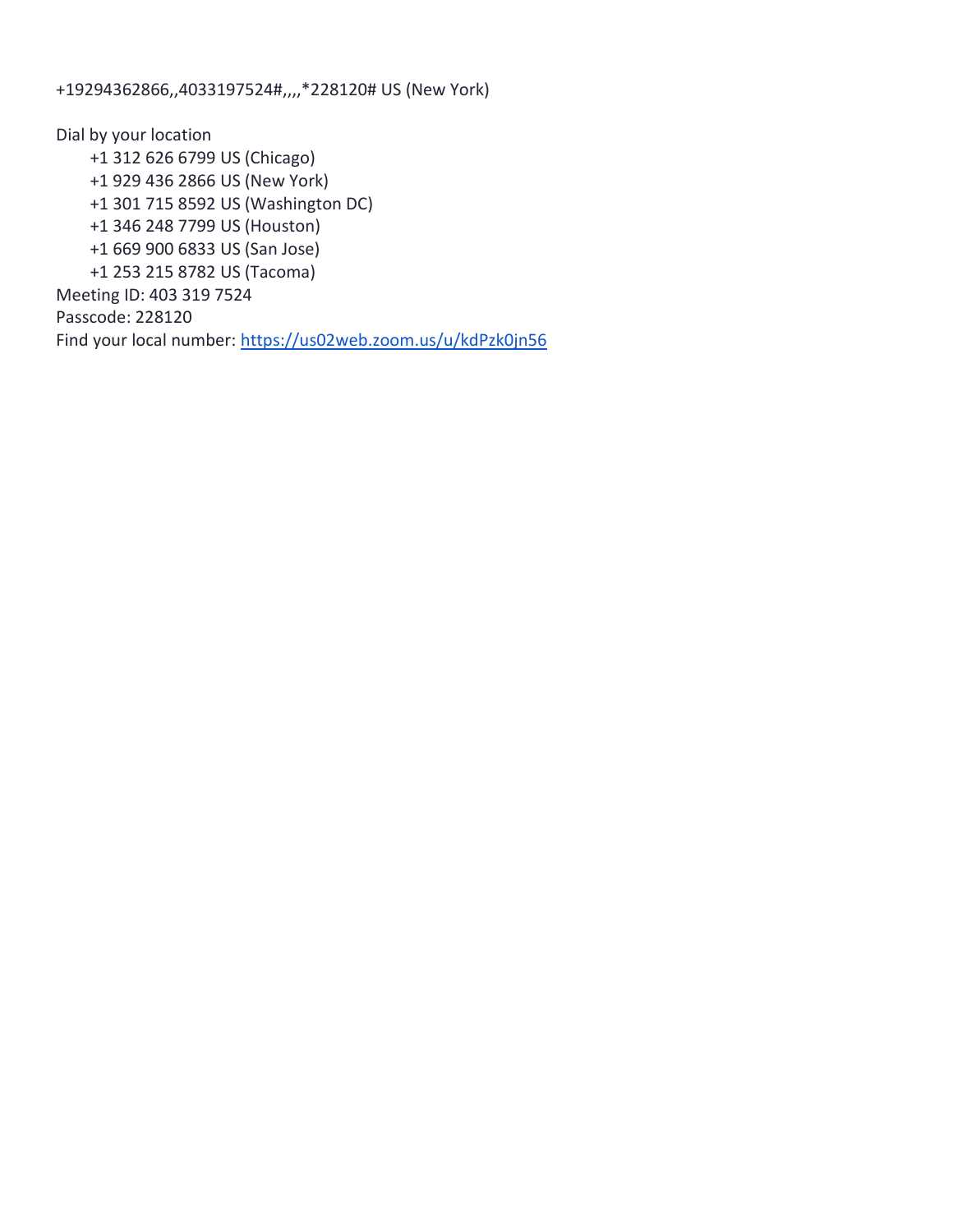+19294362866,,4033197524#,,,,*228120# US (New York)

Dial by your location

- +1 312 626 6799 US (Chicago)
- +1 929 436 2866 US (New York)
- +1 301 715 8592 US (Washington DC)
- +1 346 248 7799 US (Houston)
- +1 669 900 6833 US (San Jose)
- +1 253 215 8782 US (Tacoma)

Meeting ID: 403 319 7524
Passcode: 228120
Find your local number: [https://us02web.zoom.us/u/kdPzk0jn56](https://us02web.zoom.us/u/kdPzk0jn56)